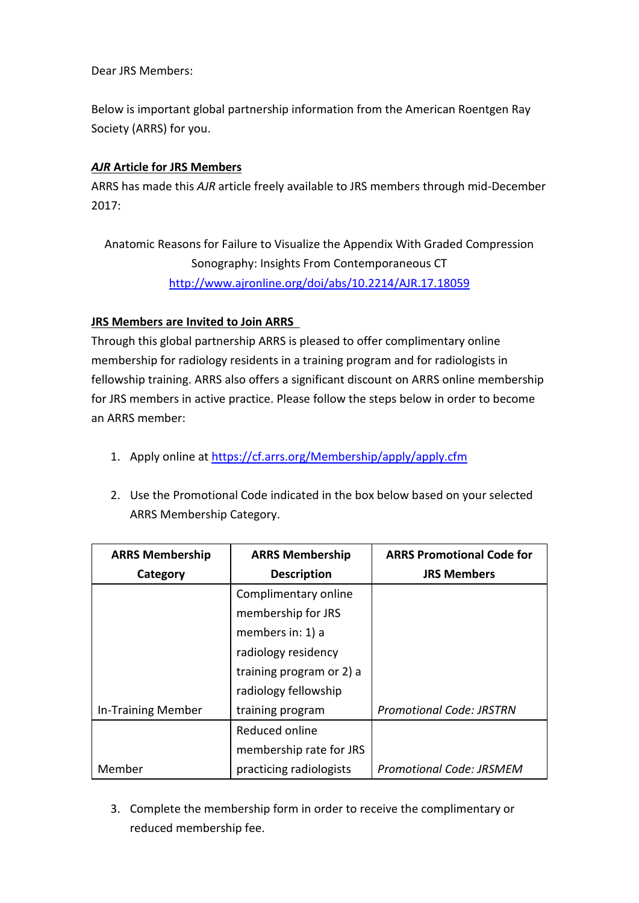Dear JRS Members:

Below is important global partnership information from the American Roentgen Ray Society (ARRS) for you.

***AJR* Article for JRS Members**

ARRS has made this *AJR* article freely available to JRS members through mid-December 2017:

Anatomic Reasons for Failure to Visualize the Appendix With Graded Compression Sonography: Insights From Contemporaneous CT
http://www.ajronline.org/doi/abs/10.2214/AJR.17.18059

**JRS Members are Invited to Join ARRS**

Through this global partnership ARRS is pleased to offer complimentary online membership for radiology residents in a training program and for radiologists in fellowship training. ARRS also offers a significant discount on ARRS online membership for JRS members in active practice. Please follow the steps below in order to become an ARRS member:

1. Apply online at https://cf.arrs.org/Membership/apply/apply.cfm
2. Use the Promotional Code indicated in the box below based on your selected ARRS Membership Category.

| ARRS Membership Category | ARRS Membership Description | ARRS Promotional Code for JRS Members |
| --- | --- | --- |
| In-Training Member | Complimentary online membership for JRS members in: 1) a radiology residency training program or 2) a radiology fellowship training program | *Promotional Code: JRSTRN* |
| Member | Reduced online membership rate for JRS practicing radiologists | *Promotional Code: JRSMEM* |

3. Complete the membership form in order to receive the complimentary or reduced membership fee.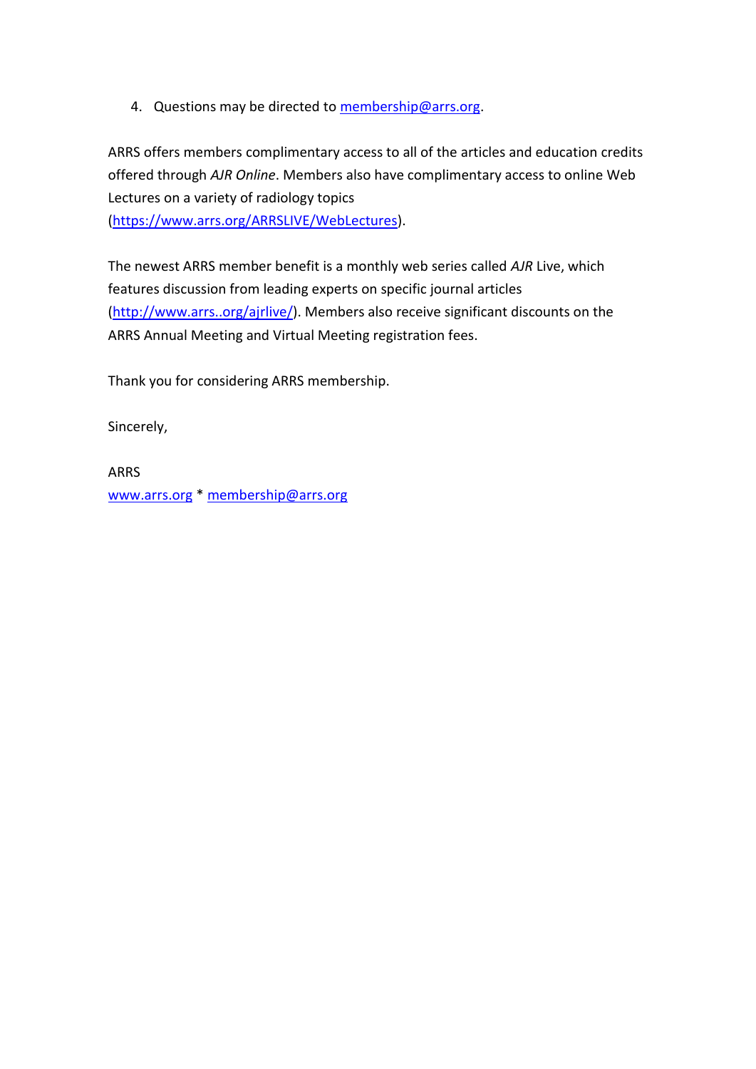4. Questions may be directed to [membership@arrs.org](mailto:membership@arrs.org).

ARRS offers members complimentary access to all of the articles and education credits offered through *AJR Online*. Members also have complimentary access to online Web Lectures on a variety of radiology topics ([https://www.arrs.org/ARRSLIVE/WebLectures](https://www.arrs.org/ARRSLIVE/WebLectures)).

The newest ARRS member benefit is a monthly web series called *AJR* Live, which features discussion from leading experts on specific journal articles ([http://www.arrs..org/ajrlive/](http://www.arrs..org/ajrlive/)). Members also receive significant discounts on the ARRS Annual Meeting and Virtual Meeting registration fees.

Thank you for considering ARRS membership.

Sincerely,

ARRS
[www.arrs.org](http://www.arrs.org) * [membership@arrs.org](mailto:membership@arrs.org)